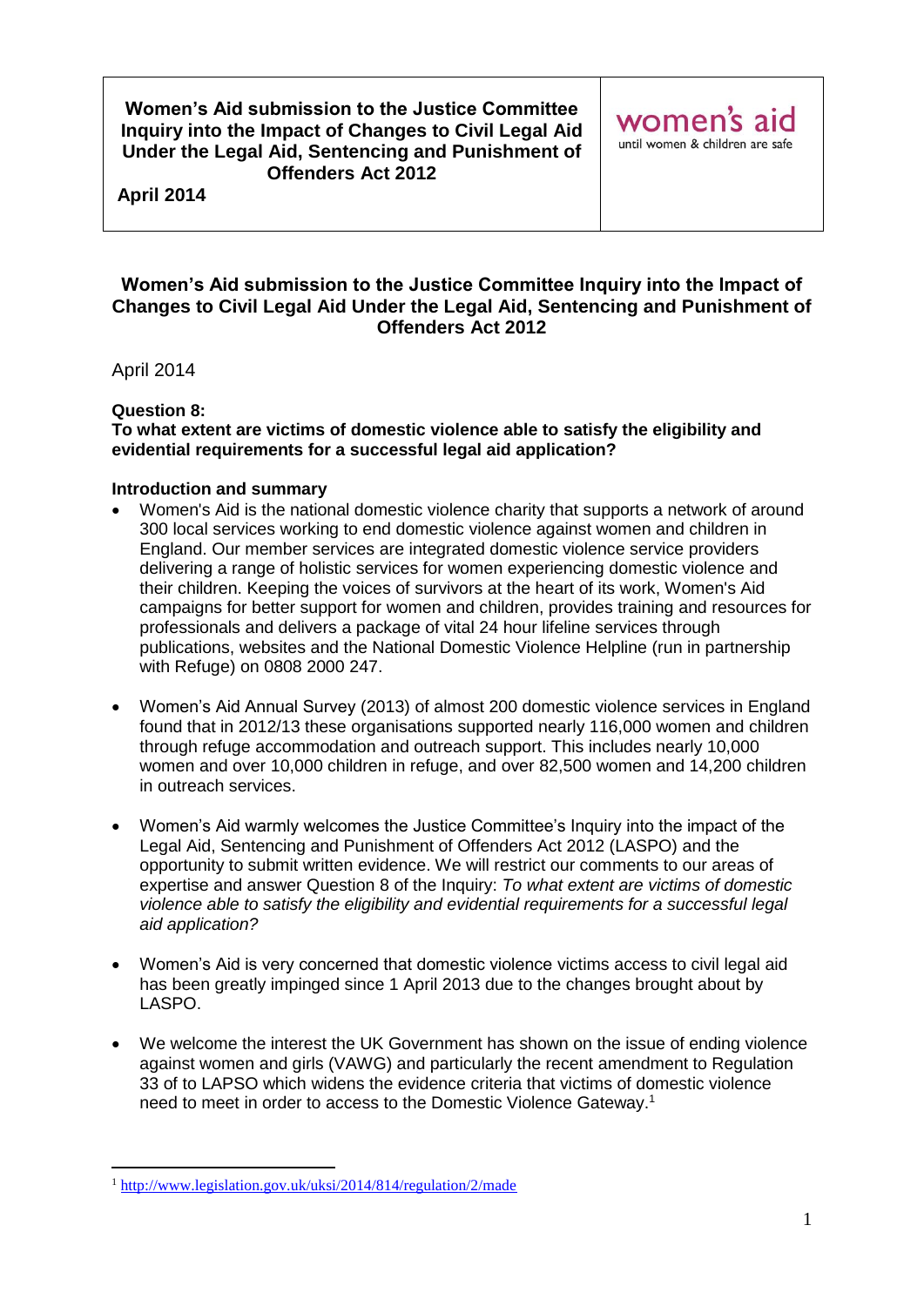**Women's Aid submission to the Justice Committee Inquiry into the Impact of Changes to Civil Legal Aid Under the Legal Aid, Sentencing and Punishment of Offenders Act 2012**

**April 2014**

women's aid
until women & children are safe

# Women's Aid submission to the Justice Committee Inquiry into the Impact of Changes to Civil Legal Aid Under the Legal Aid, Sentencing and Punishment of Offenders Act 2012

April 2014

**Question 8:**
**To what extent are victims of domestic violence able to satisfy the eligibility and evidential requirements for a successful legal aid application?**

**Introduction and summary**

- Women's Aid is the national domestic violence charity that supports a network of around 300 local services working to end domestic violence against women and children in England. Our member services are integrated domestic violence service providers delivering a range of holistic services for women experiencing domestic violence and their children. Keeping the voices of survivors at the heart of its work, Women's Aid campaigns for better support for women and children, provides training and resources for professionals and delivers a package of vital 24 hour lifeline services through publications, websites and the National Domestic Violence Helpline (run in partnership with Refuge) on 0808 2000 247.

- Women's Aid Annual Survey (2013) of almost 200 domestic violence services in England found that in 2012/13 these organisations supported nearly 116,000 women and children through refuge accommodation and outreach support. This includes nearly 10,000 women and over 10,000 children in refuge, and over 82,500 women and 14,200 children in outreach services.

- Women's Aid warmly welcomes the Justice Committee's Inquiry into the impact of the Legal Aid, Sentencing and Punishment of Offenders Act 2012 (LASPO) and the opportunity to submit written evidence. We will restrict our comments to our areas of expertise and answer Question 8 of the Inquiry: *To what extent are victims of domestic violence able to satisfy the eligibility and evidential requirements for a successful legal aid application?*

- Women's Aid is very concerned that domestic violence victims access to civil legal aid has been greatly impinged since 1 April 2013 due to the changes brought about by LASPO.

- We welcome the interest the UK Government has shown on the issue of ending violence against women and girls (VAWG) and particularly the recent amendment to Regulation 33 of to LAPSO which widens the evidence criteria that victims of domestic violence need to meet in order to access to the Domestic Violence Gateway.[1]

---

[1] http://www.legislation.gov.uk/uksi/2014/814/regulation/2/made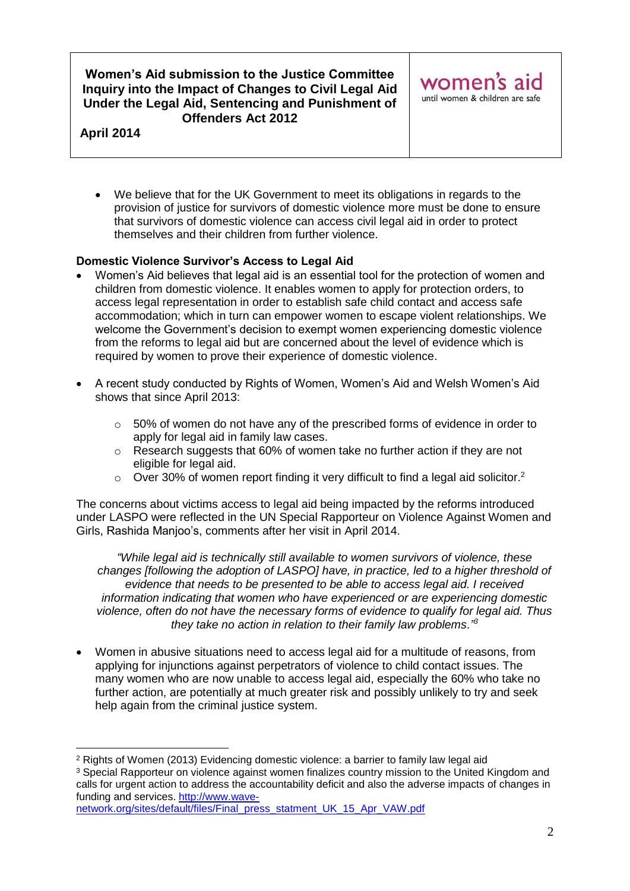**Women's Aid submission to the Justice Committee Inquiry into the Impact of Changes to Civil Legal Aid Under the Legal Aid, Sentencing and Punishment of Offenders Act 2012**

**April 2014**

women's aid
until women & children are safe

- We believe that for the UK Government to meet its obligations in regards to the provision of justice for survivors of domestic violence more must be done to ensure that survivors of domestic violence can access civil legal aid in order to protect themselves and their children from further violence.

**Domestic Violence Survivor's Access to Legal Aid**

- Women's Aid believes that legal aid is an essential tool for the protection of women and children from domestic violence. It enables women to apply for protection orders, to access legal representation in order to establish safe child contact and access safe accommodation; which in turn can empower women to escape violent relationships. We welcome the Government's decision to exempt women experiencing domestic violence from the reforms to legal aid but are concerned about the level of evidence which is required by women to prove their experience of domestic violence.

- A recent study conducted by Rights of Women, Women's Aid and Welsh Women's Aid shows that since April 2013:

  - 50% of women do not have any of the prescribed forms of evidence in order to apply for legal aid in family law cases.
  - Research suggests that 60% of women take no further action if they are not eligible for legal aid.
  - Over 30% of women report finding it very difficult to find a legal aid solicitor.[2]

The concerns about victims access to legal aid being impacted by the reforms introduced under LASPO were reflected in the UN Special Rapporteur on Violence Against Women and Girls, Rashida Manjoo's, comments after her visit in April 2014.

> *"While legal aid is technically still available to women survivors of violence, these changes [following the adoption of LASPO] have, in practice, led to a higher threshold of evidence that needs to be presented to be able to access legal aid. I received information indicating that women who have experienced or are experiencing domestic violence, often do not have the necessary forms of evidence to qualify for legal aid. Thus they take no action in relation to their family law problems."*[3]

- Women in abusive situations need to access legal aid for a multitude of reasons, from applying for injunctions against perpetrators of violence to child contact issues. The many women who are now unable to access legal aid, especially the 60% who take no further action, are potentially at much greater risk and possibly unlikely to try and seek help again from the criminal justice system.

---

[2] Rights of Women (2013) Evidencing domestic violence: a barrier to family law legal aid

[3] Special Rapporteur on violence against women finalizes country mission to the United Kingdom and calls for urgent action to address the accountability deficit and also the adverse impacts of changes in funding and services. http://www.wave-network.org/sites/default/files/Final_press_statment_UK_15_Apr_VAW.pdf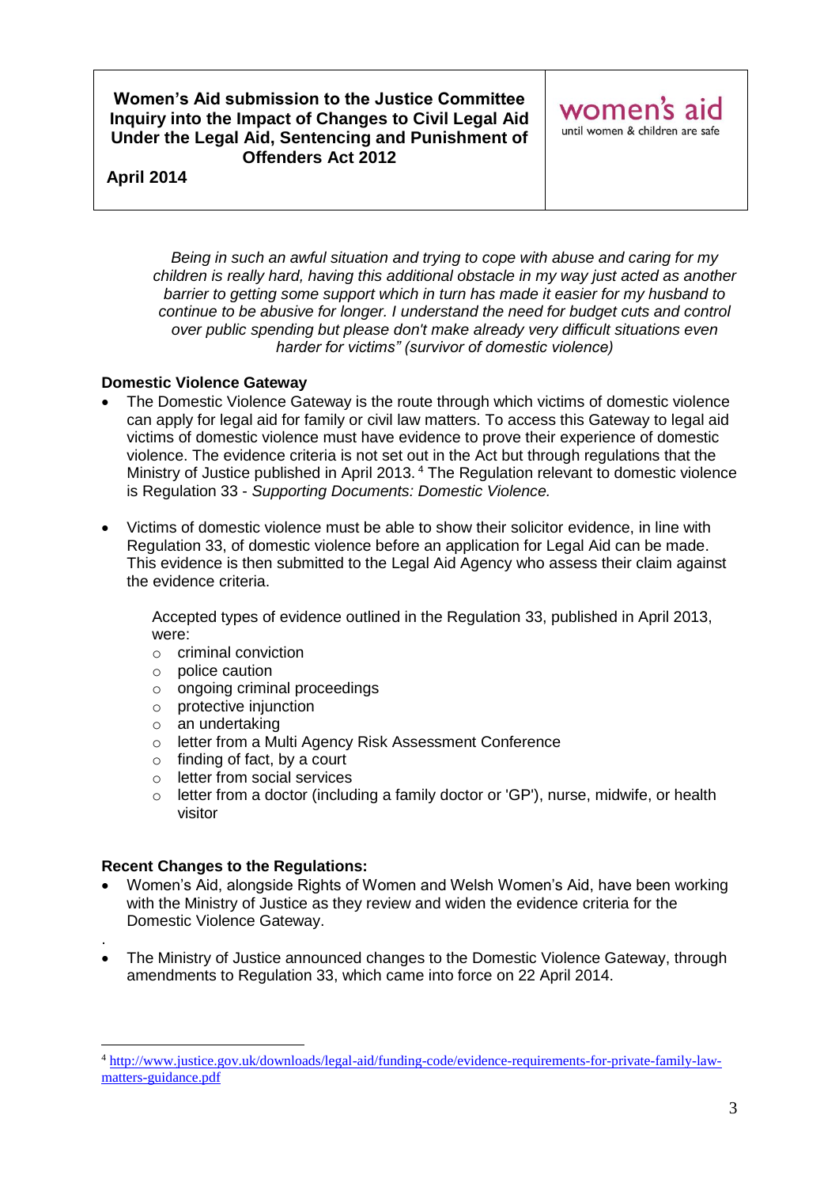**Women's Aid submission to the Justice Committee Inquiry into the Impact of Changes to Civil Legal Aid Under the Legal Aid, Sentencing and Punishment of Offenders Act 2012**

**April 2014**

women's aid
until women & children are safe

*Being in such an awful situation and trying to cope with abuse and caring for my children is really hard, having this additional obstacle in my way just acted as another barrier to getting some support which in turn has made it easier for my husband to continue to be abusive for longer. I understand the need for budget cuts and control over public spending but please don't make already very difficult situations even harder for victims" (survivor of domestic violence)*

**Domestic Violence Gateway**

- The Domestic Violence Gateway is the route through which victims of domestic violence can apply for legal aid for family or civil law matters. To access this Gateway to legal aid victims of domestic violence must have evidence to prove their experience of domestic violence. The evidence criteria is not set out in the Act but through regulations that the Ministry of Justice published in April 2013.[4] The Regulation relevant to domestic violence is Regulation 33 - *Supporting Documents: Domestic Violence.*

- Victims of domestic violence must be able to show their solicitor evidence, in line with Regulation 33, of domestic violence before an application for Legal Aid can be made. This evidence is then submitted to the Legal Aid Agency who assess their claim against the evidence criteria.

  Accepted types of evidence outlined in the Regulation 33, published in April 2013, were:
  - criminal conviction
  - police caution
  - ongoing criminal proceedings
  - protective injunction
  - an undertaking
  - letter from a Multi Agency Risk Assessment Conference
  - finding of fact, by a court
  - letter from social services
  - letter from a doctor (including a family doctor or 'GP'), nurse, midwife, or health visitor

**Recent Changes to the Regulations:**

- Women's Aid, alongside Rights of Women and Welsh Women's Aid, have been working with the Ministry of Justice as they review and widen the evidence criteria for the Domestic Violence Gateway.

- The Ministry of Justice announced changes to the Domestic Violence Gateway, through amendments to Regulation 33, which came into force on 22 April 2014.

---

[4] http://www.justice.gov.uk/downloads/legal-aid/funding-code/evidence-requirements-for-private-family-law-matters-guidance.pdf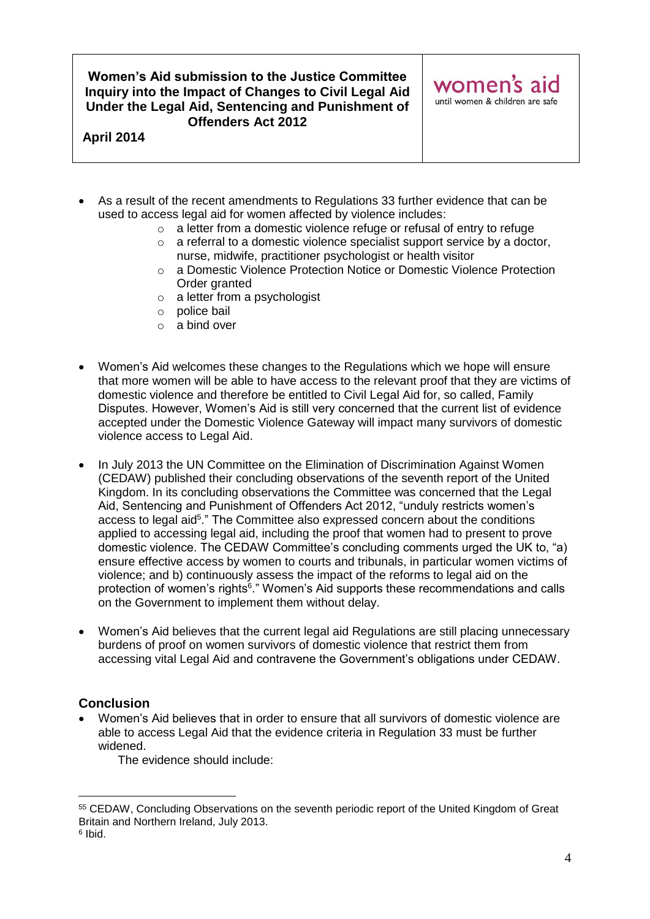**Women's Aid submission to the Justice Committee Inquiry into the Impact of Changes to Civil Legal Aid Under the Legal Aid, Sentencing and Punishment of Offenders Act 2012**

**April 2014**

women's aid
until women & children are safe

- As a result of the recent amendments to Regulations 33 further evidence that can be used to access legal aid for women affected by violence includes:
  - a letter from a domestic violence refuge or refusal of entry to refuge
  - a referral to a domestic violence specialist support service by a doctor, nurse, midwife, practitioner psychologist or health visitor
  - a Domestic Violence Protection Notice or Domestic Violence Protection Order granted
  - a letter from a psychologist
  - police bail
  - a bind over

- Women's Aid welcomes these changes to the Regulations which we hope will ensure that more women will be able to have access to the relevant proof that they are victims of domestic violence and therefore be entitled to Civil Legal Aid for, so called, Family Disputes. However, Women's Aid is still very concerned that the current list of evidence accepted under the Domestic Violence Gateway will impact many survivors of domestic violence access to Legal Aid.

- In July 2013 the UN Committee on the Elimination of Discrimination Against Women (CEDAW) published their concluding observations of the seventh report of the United Kingdom. In its concluding observations the Committee was concerned that the Legal Aid, Sentencing and Punishment of Offenders Act 2012, "unduly restricts women's access to legal aid[5]." The Committee also expressed concern about the conditions applied to accessing legal aid, including the proof that women had to present to prove domestic violence. The CEDAW Committee's concluding comments urged the UK to, "a) ensure effective access by women to courts and tribunals, in particular women victims of violence; and b) continuously assess the impact of the reforms to legal aid on the protection of women's rights[6]." Women's Aid supports these recommendations and calls on the Government to implement them without delay.

- Women's Aid believes that the current legal aid Regulations are still placing unnecessary burdens of proof on women survivors of domestic violence that restrict them from accessing vital Legal Aid and contravene the Government's obligations under CEDAW.

## Conclusion

- Women's Aid believes that in order to ensure that all survivors of domestic violence are able to access Legal Aid that the evidence criteria in Regulation 33 must be further widened.

  The evidence should include:

---

[5] CEDAW, Concluding Observations on the seventh periodic report of the United Kingdom of Great Britain and Northern Ireland, July 2013.

[6] Ibid.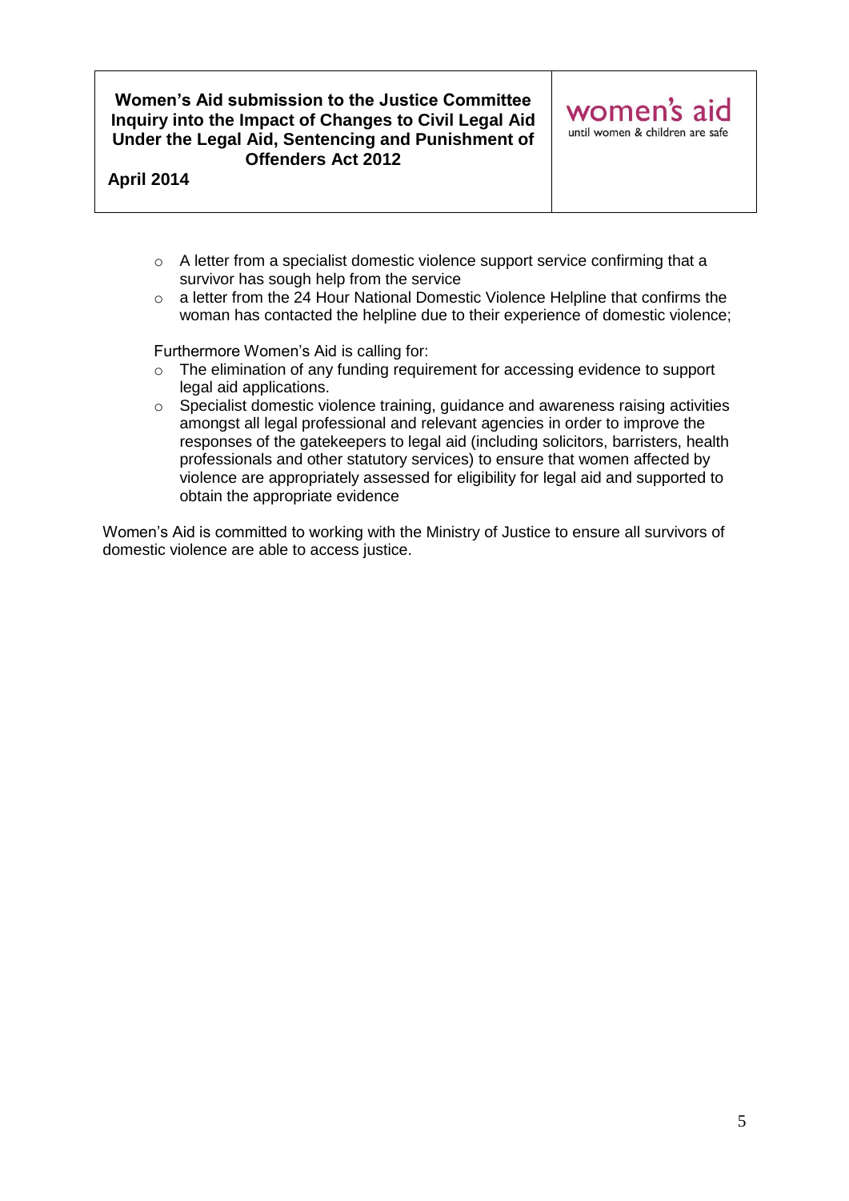- A letter from a specialist domestic violence support service confirming that a survivor has sough help from the service
- a letter from the 24 Hour National Domestic Violence Helpline that confirms the woman has contacted the helpline due to their experience of domestic violence;

Furthermore Women's Aid is calling for:

- The elimination of any funding requirement for accessing evidence to support legal aid applications.
- Specialist domestic violence training, guidance and awareness raising activities amongst all legal professional and relevant agencies in order to improve the responses of the gatekeepers to legal aid (including solicitors, barristers, health professionals and other statutory services) to ensure that women affected by violence are appropriately assessed for eligibility for legal aid and supported to obtain the appropriate evidence

Women's Aid is committed to working with the Ministry of Justice to ensure all survivors of domestic violence are able to access justice.